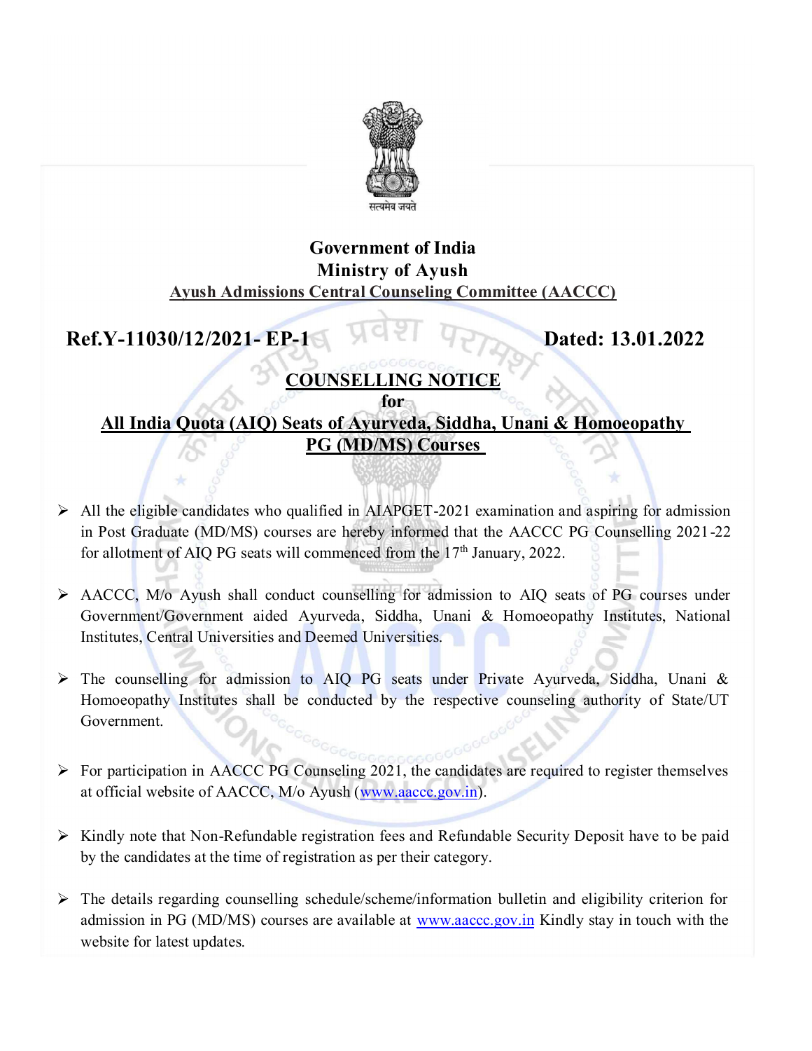सत्यमेव जयते

**Government of India**
**Ministry of Ayush**
**Ayush Admissions Central Counseling Committee (AACCC)**

**Ref.Y-11030/12/2021- EP-1** **Dated: 13.01.2022**

# COUNSELLING NOTICE
## for
## All India Quota (AIQ) Seats of Ayurveda, Siddha, Unani & Homoeopathy PG (MD/MS) Courses

- All the eligible candidates who qualified in AIAPGET-2021 examination and aspiring for admission in Post Graduate (MD/MS) courses are hereby informed that the AACCC PG Counselling 2021-22 for allotment of AIQ PG seats will commenced from the 17th January, 2022.

- AACCC, M/o Ayush shall conduct counselling for admission to AIQ seats of PG courses under Government/Government aided Ayurveda, Siddha, Unani & Homoeopathy Institutes, National Institutes, Central Universities and Deemed Universities.

- The counselling for admission to AIQ PG seats under Private Ayurveda, Siddha, Unani & Homoeopathy Institutes shall be conducted by the respective counseling authority of State/UT Government.

- For participation in AACCC PG Counseling 2021, the candidates are required to register themselves at official website of AACCC, M/o Ayush (www.aaccc.gov.in).

- Kindly note that Non-Refundable registration fees and Refundable Security Deposit have to be paid by the candidates at the time of registration as per their category.

- The details regarding counselling schedule/scheme/information bulletin and eligibility criterion for admission in PG (MD/MS) courses are available at www.aaccc.gov.in Kindly stay in touch with the website for latest updates.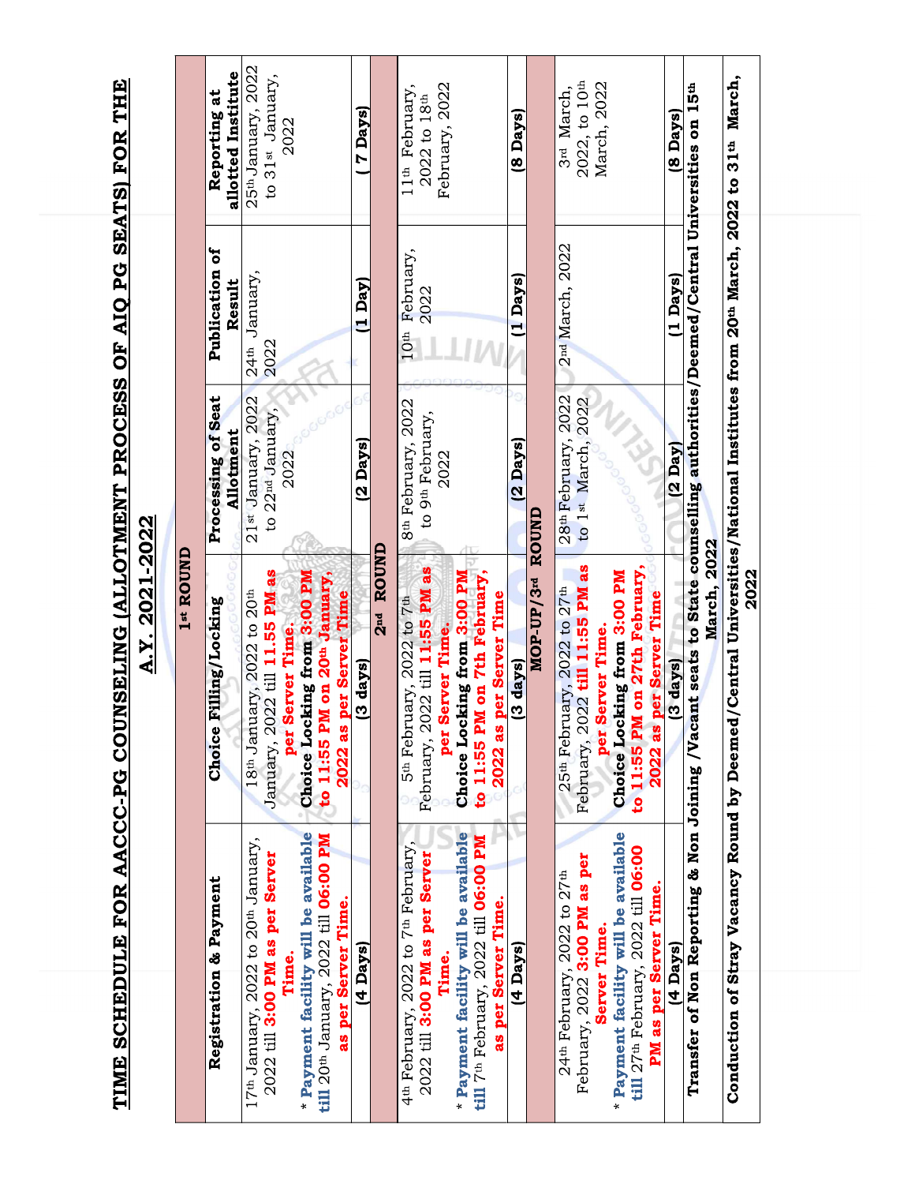# TIME SCHEDULE FOR AACCC-PG COUNSELING (ALLOTMENT PROCESS OF AIQ PG SEATS) FOR THE A.Y. 2021-2022

| Registration & Payment | Choice Filling/Locking | Processing of Seat Allotment | Publication of Result | Reporting at allotted Institute |
|---|---|---|---|---|
| **1st ROUND** | | | | |
| 17th January, 2022 to 20th January, 2022 till **3:00 PM as per Server Time.** **\* Payment facility will be available till** 20th January, 2022 till **06:00 PM as per Server Time.** | 18th January, 2022 to 20th January, 2022 till **11.55 PM as per Server Time.** **Choice Locking from 3:00 PM to 11:55 PM on 20th January, 2022 as per Server Time** | 21st January, 2022 to 22nd January, 2022 | 24th January, 2022 | 25th January, 2022 to 31st January, 2022 |
| **(4 Days)** | **(3 days)** | **(2 Days)** | **(1 Day)** | **( 7 Days)** |
| **2nd ROUND** | | | | |
| 4th February, 2022 to 7th February, 2022 till **3:00 PM as per Server Time.** **\* Payment facility will be available till** 7th February, 2022 till **06:00 PM as per Server Time.** | 5th February, 2022 to 7th February, 2022 till **11:55 PM as per Server Time.** **Choice Locking from 3:00 PM to 11:55 PM on 7th February, 2022 as per Server Time** | 8th February, 2022 to 9th February, 2022 | 10th February, 2022 | 11th February, 2022 to 18th February, 2022 |
| **(4 Days)** | **(3 days)** | **(2 Days)** | **(1 Days)** | **(8 Days)** |
| **MOP-UP/3rd ROUND** | | | | |
| 24th February, 2022 to 27th February, 2022 **3:00 PM as per Server Time.** **\* Payment facility will be available till** 27th February, 2022 till **06:00 PM as per Server Time.** | 25th February, 2022 to 27th February, 2022 **till 11:55 PM as per Server Time.** **Choice Locking from 3:00 PM to 11:55 PM on 27th February, 2022 as per Server Time** | 28th February, 2022 to 1st March, 2022 | 2nd March, 2022 | 3rd March, 2022, to 10th March, 2022 |
| **(4 Days)** | **(3 days)** | **(2 Day)** | **(1 Days)** | **(8 Days)** |
| **Transfer of Non Reporting & Non Joining /Vacant seats to State counselling authorities/Deemed/Central Universities on 15th March, 2022** | | | | |
| **Conduction of Stray Vacancy Round by Deemed/Central Universities/National Institutes from 20th March, 2022 to 31th March, 2022** | | | | |